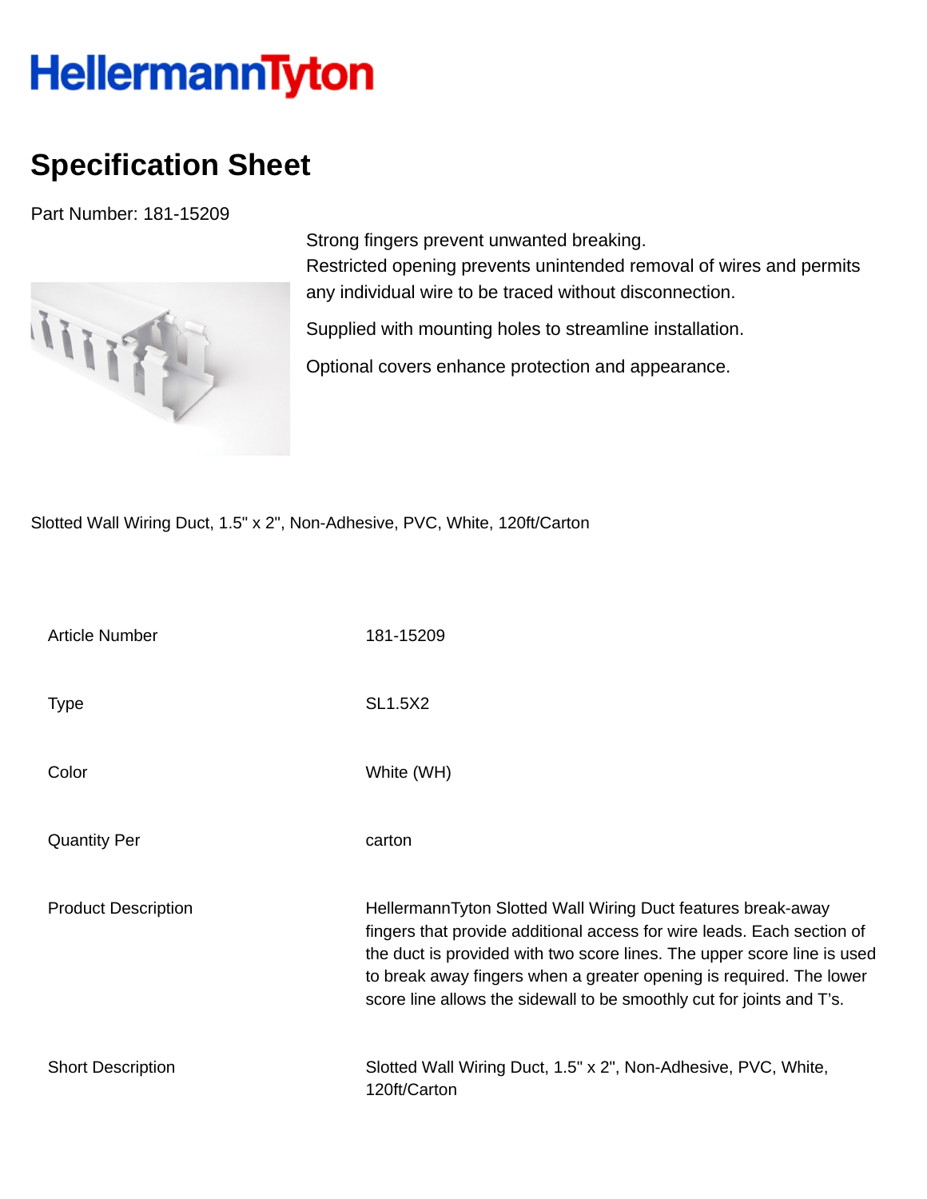HellermannTyton

# Specification Sheet

Part Number: 181-15209

Strong fingers prevent unwanted breaking.
Restricted opening prevents unintended removal of wires and permits any individual wire to be traced without disconnection.

Supplied with mounting holes to streamline installation.

Optional covers enhance protection and appearance.

Slotted Wall Wiring Duct, 1.5" x 2", Non-Adhesive, PVC, White, 120ft/Carton

| | |
|---|---|
| Article Number | 181-15209 |
| Type | SL1.5X2 |
| Color | White (WH) |
| Quantity Per | carton |
| Product Description | HellermannTyton Slotted Wall Wiring Duct features break-away fingers that provide additional access for wire leads. Each section of the duct is provided with two score lines. The upper score line is used to break away fingers when a greater opening is required. The lower score line allows the sidewall to be smoothly cut for joints and T's. |
| Short Description | Slotted Wall Wiring Duct, 1.5" x 2", Non-Adhesive, PVC, White, 120ft/Carton |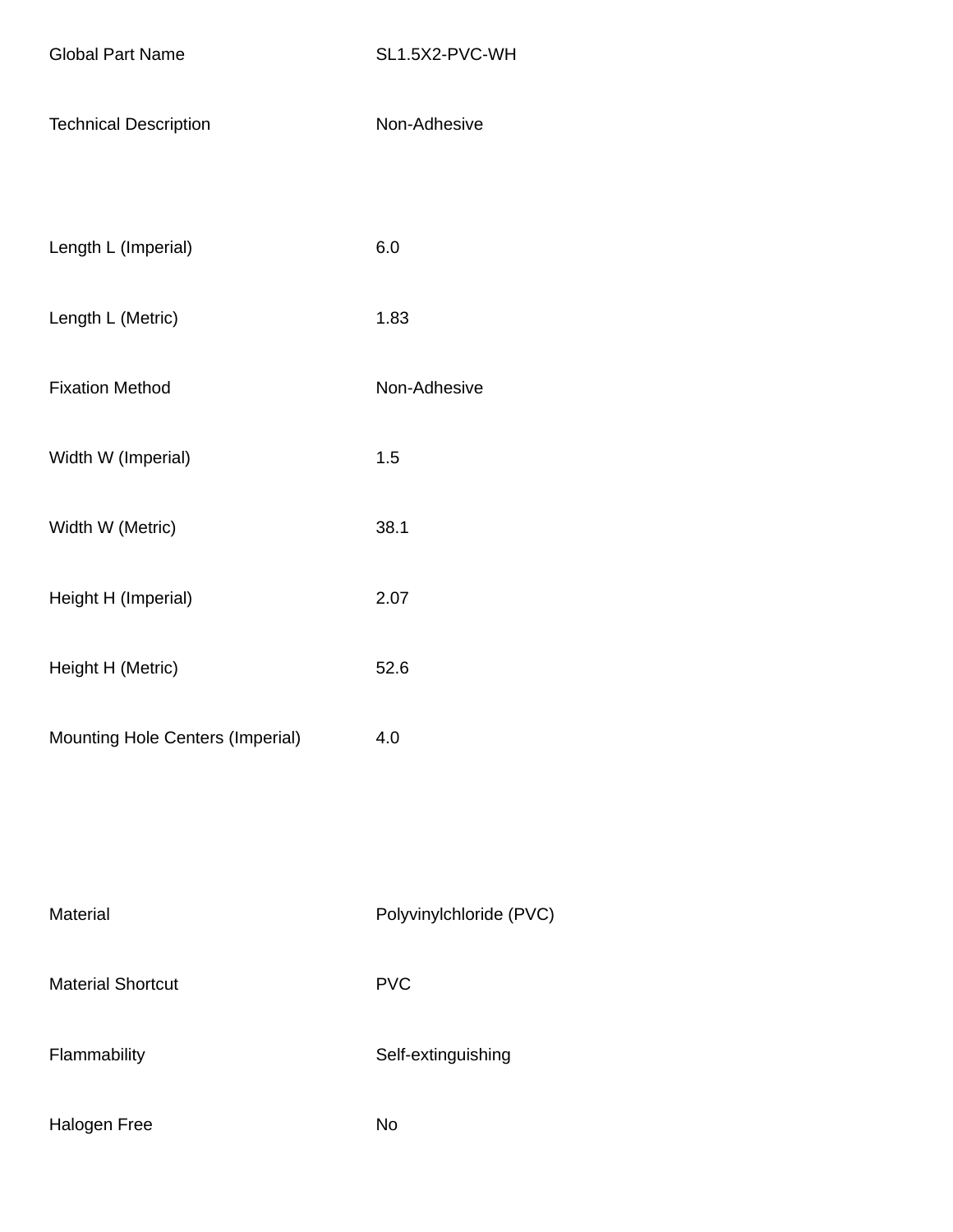| | |
|---|---|
| Global Part Name | SL1.5X2-PVC-WH |
| Technical Description | Non-Adhesive |
| | |
| Length L (Imperial) | 6.0 |
| Length L (Metric) | 1.83 |
| Fixation Method | Non-Adhesive |
| Width W (Imperial) | 1.5 |
| Width W (Metric) | 38.1 |
| Height H (Imperial) | 2.07 |
| Height H (Metric) | 52.6 |
| Mounting Hole Centers (Imperial) | 4.0 |
| | |
| Material | Polyvinylchloride (PVC) |
| Material Shortcut | PVC |
| Flammability | Self-extinguishing |
| Halogen Free | No |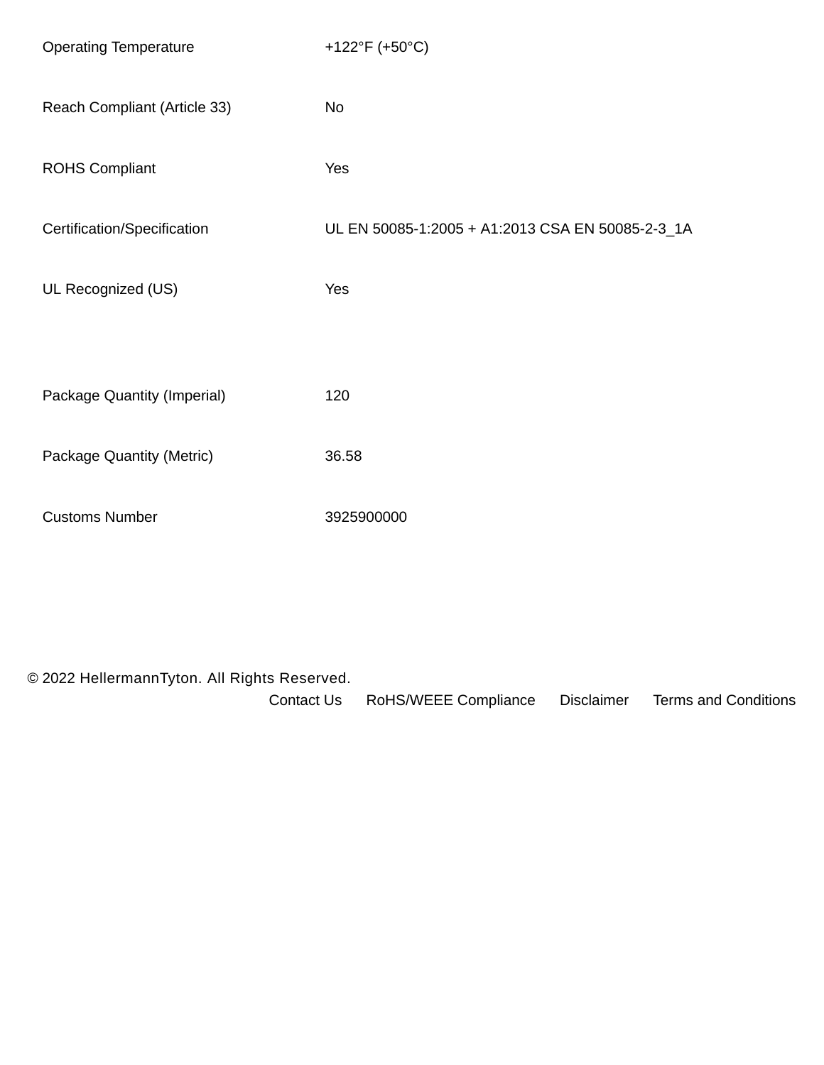| | |
|---|---|
| Operating Temperature | +122°F (+50°C) |
| Reach Compliant (Article 33) | No |
| ROHS Compliant | Yes |
| Certification/Specification | UL EN 50085-1:2005 + A1:2013 CSA EN 50085-2-3_1A |
| UL Recognized (US) | Yes |

| | |
|---|---|
| Package Quantity (Imperial) | 120 |
| Package Quantity (Metric) | 36.58 |
| Customs Number | 3925900000 |

© 2022 HellermannTyton. All Rights Reserved.

Contact Us RoHS/WEEE Compliance Disclaimer Terms and Conditions